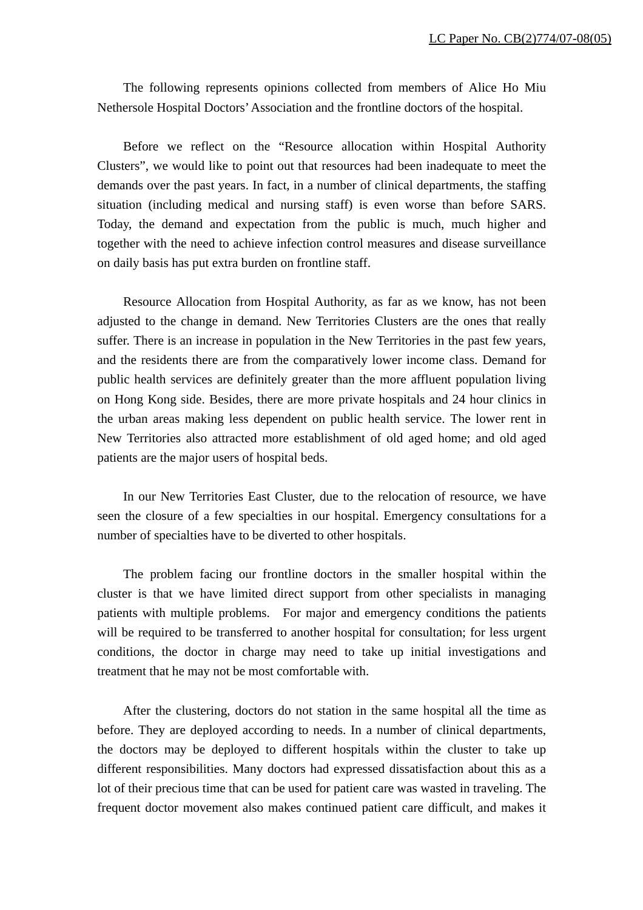LC Paper No. CB(2)774/07-08(05)

The following represents opinions collected from members of Alice Ho Miu Nethersole Hospital Doctors' Association and the frontline doctors of the hospital.

Before we reflect on the "Resource allocation within Hospital Authority Clusters", we would like to point out that resources had been inadequate to meet the demands over the past years. In fact, in a number of clinical departments, the staffing situation (including medical and nursing staff) is even worse than before SARS. Today, the demand and expectation from the public is much, much higher and together with the need to achieve infection control measures and disease surveillance on daily basis has put extra burden on frontline staff.

Resource Allocation from Hospital Authority, as far as we know, has not been adjusted to the change in demand. New Territories Clusters are the ones that really suffer. There is an increase in population in the New Territories in the past few years, and the residents there are from the comparatively lower income class. Demand for public health services are definitely greater than the more affluent population living on Hong Kong side. Besides, there are more private hospitals and 24 hour clinics in the urban areas making less dependent on public health service. The lower rent in New Territories also attracted more establishment of old aged home; and old aged patients are the major users of hospital beds.

In our New Territories East Cluster, due to the relocation of resource, we have seen the closure of a few specialties in our hospital. Emergency consultations for a number of specialties have to be diverted to other hospitals.

The problem facing our frontline doctors in the smaller hospital within the cluster is that we have limited direct support from other specialists in managing patients with multiple problems. For major and emergency conditions the patients will be required to be transferred to another hospital for consultation; for less urgent conditions, the doctor in charge may need to take up initial investigations and treatment that he may not be most comfortable with.

After the clustering, doctors do not station in the same hospital all the time as before. They are deployed according to needs. In a number of clinical departments, the doctors may be deployed to different hospitals within the cluster to take up different responsibilities. Many doctors had expressed dissatisfaction about this as a lot of their precious time that can be used for patient care was wasted in traveling. The frequent doctor movement also makes continued patient care difficult, and makes it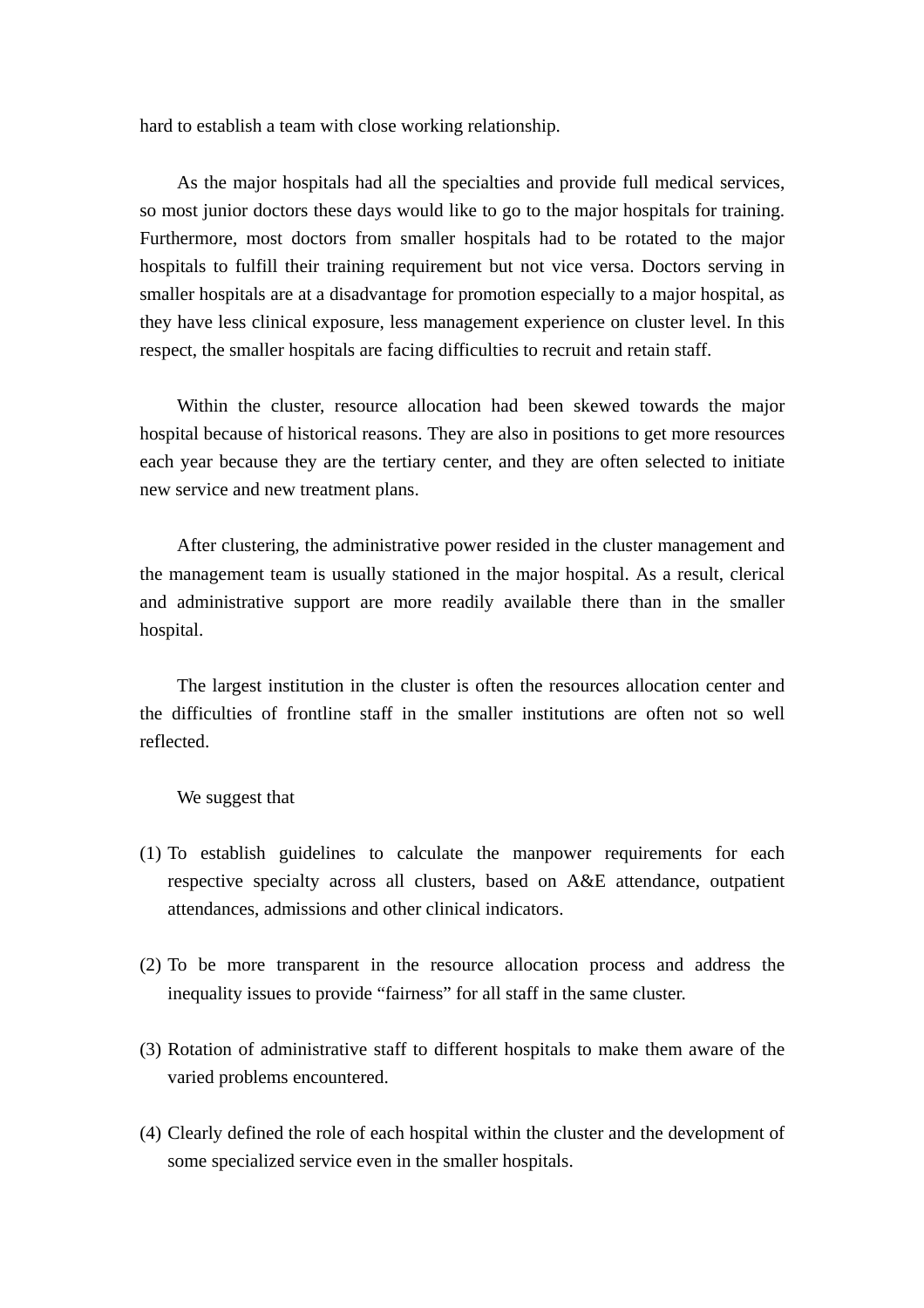hard to establish a team with close working relationship.

As the major hospitals had all the specialties and provide full medical services, so most junior doctors these days would like to go to the major hospitals for training. Furthermore, most doctors from smaller hospitals had to be rotated to the major hospitals to fulfill their training requirement but not vice versa. Doctors serving in smaller hospitals are at a disadvantage for promotion especially to a major hospital, as they have less clinical exposure, less management experience on cluster level. In this respect, the smaller hospitals are facing difficulties to recruit and retain staff.

Within the cluster, resource allocation had been skewed towards the major hospital because of historical reasons. They are also in positions to get more resources each year because they are the tertiary center, and they are often selected to initiate new service and new treatment plans.

After clustering, the administrative power resided in the cluster management and the management team is usually stationed in the major hospital. As a result, clerical and administrative support are more readily available there than in the smaller hospital.

The largest institution in the cluster is often the resources allocation center and the difficulties of frontline staff in the smaller institutions are often not so well reflected.

We suggest that

(1) To establish guidelines to calculate the manpower requirements for each respective specialty across all clusters, based on A&E attendance, outpatient attendances, admissions and other clinical indicators.

(2) To be more transparent in the resource allocation process and address the inequality issues to provide "fairness" for all staff in the same cluster.

(3) Rotation of administrative staff to different hospitals to make them aware of the varied problems encountered.

(4) Clearly defined the role of each hospital within the cluster and the development of some specialized service even in the smaller hospitals.